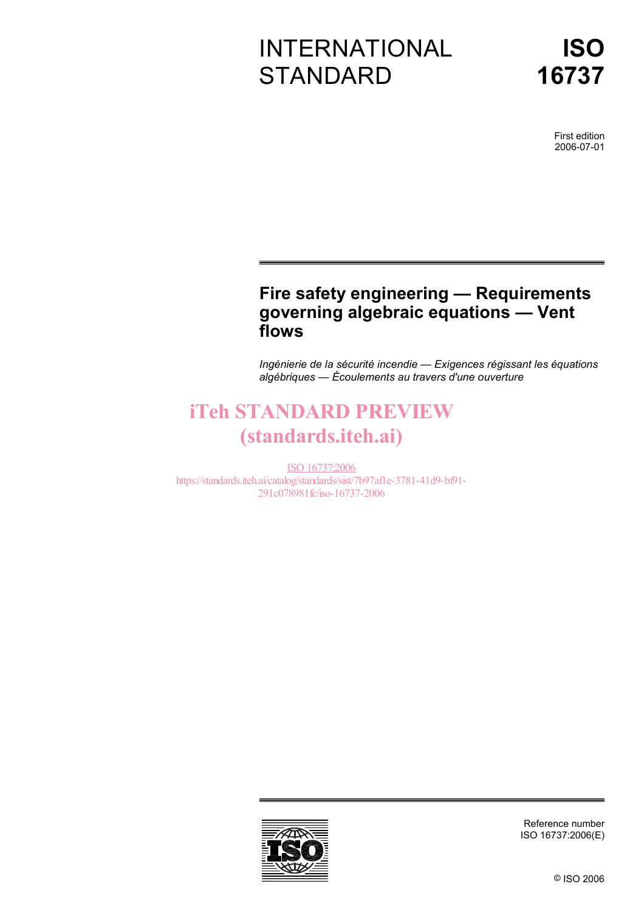INTERNATIONAL STANDARD

**ISO 16737**

First edition
2006-07-01

# Fire safety engineering — Requirements governing algebraic equations — Vent flows

*Ingénierie de la sécurité incendie — Exigences régissant les équations algébriques — Écoulements au travers d'une ouverture*

iTeh STANDARD PREVIEW
(standards.iteh.ai)

ISO 16737:2006
https://standards.iteh.ai/catalog/standards/sist/7b97af1e-3781-41d9-bf91-291c078981fc/iso-16737-2006

Reference number
ISO 16737:2006(E)

© ISO 2006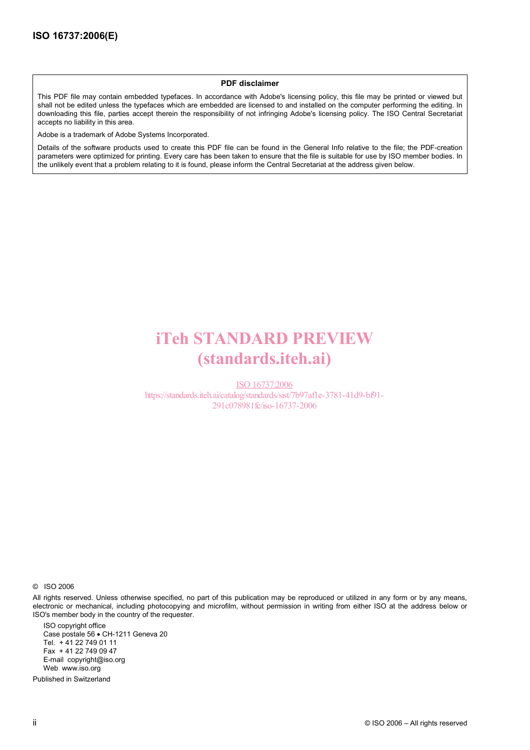**PDF disclaimer**

This PDF file may contain embedded typefaces. In accordance with Adobe's licensing policy, this file may be printed or viewed but shall not be edited unless the typefaces which are embedded are licensed to and installed on the computer performing the editing. In downloading this file, parties accept therein the responsibility of not infringing Adobe's licensing policy. The ISO Central Secretariat accepts no liability in this area.

Adobe is a trademark of Adobe Systems Incorporated.

Details of the software products used to create this PDF file can be found in the General Info relative to the file; the PDF-creation parameters were optimized for printing. Every care has been taken to ensure that the file is suitable for use by ISO member bodies. In the unlikely event that a problem relating to it is found, please inform the Central Secretariat at the address given below.

iTeh STANDARD PREVIEW
(standards.iteh.ai)

ISO 16737:2006
https://standards.iteh.ai/catalog/standards/sist/7b97af1e-3781-41d9-bf91-291c078981fc/iso-16737-2006

© ISO 2006

All rights reserved. Unless otherwise specified, no part of this publication may be reproduced or utilized in any form or by any means, electronic or mechanical, including photocopying and microfilm, without permission in writing from either ISO at the address below or ISO's member body in the country of the requester.

ISO copyright office
Case postale 56 • CH-1211 Geneva 20
Tel. + 41 22 749 01 11
Fax + 41 22 749 09 47
E-mail copyright@iso.org
Web www.iso.org

Published in Switzerland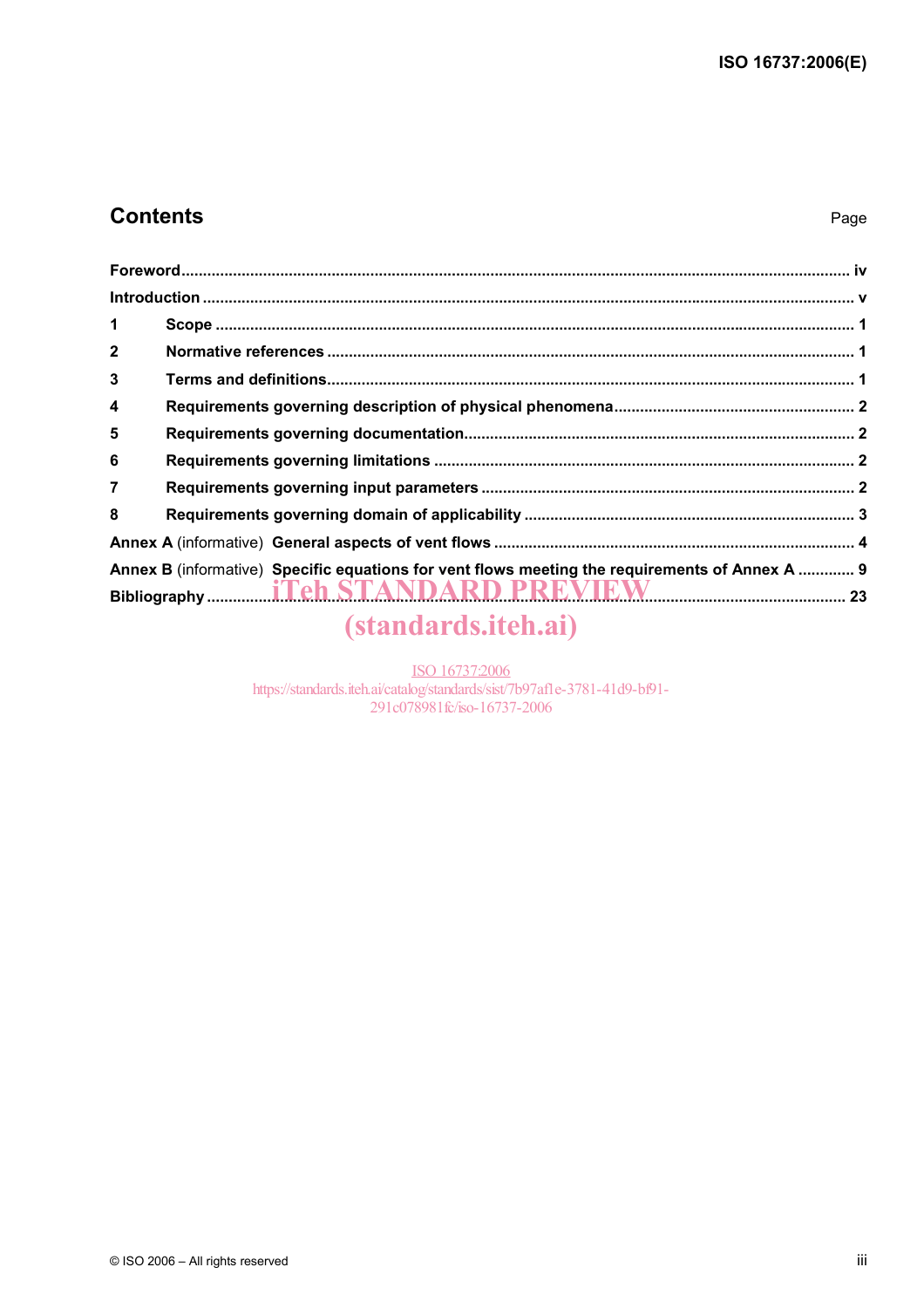# Contents

| | Page |
|---|---|
| **Foreword** | iv |
| **Introduction** | v |
| **1 Scope** | 1 |
| **2 Normative references** | 1 |
| **3 Terms and definitions** | 1 |
| **4 Requirements governing description of physical phenomena** | 2 |
| **5 Requirements governing documentation** | 2 |
| **6 Requirements governing limitations** | 2 |
| **7 Requirements governing input parameters** | 2 |
| **8 Requirements governing domain of applicability** | 3 |
| **Annex A** (informative) **General aspects of vent flows** | 4 |
| **Annex B** (informative) **Specific equations for vent flows meeting the requirements of Annex A** | 9 |
| **Bibliography** | 23 |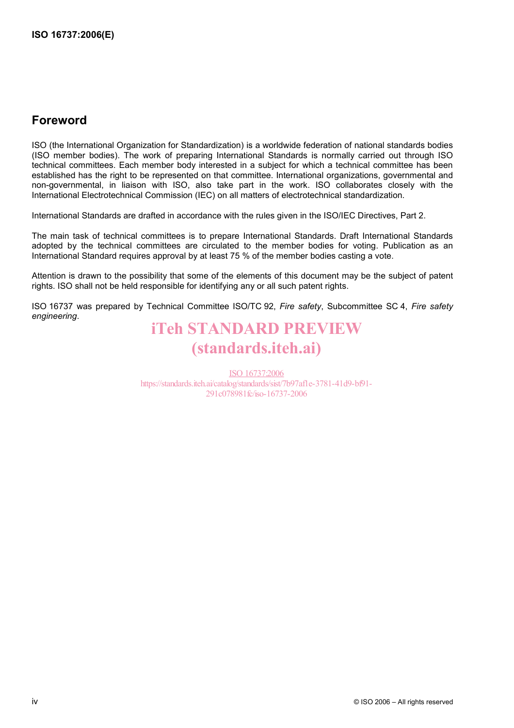## Foreword

ISO (the International Organization for Standardization) is a worldwide federation of national standards bodies (ISO member bodies). The work of preparing International Standards is normally carried out through ISO technical committees. Each member body interested in a subject for which a technical committee has been established has the right to be represented on that committee. International organizations, governmental and non-governmental, in liaison with ISO, also take part in the work. ISO collaborates closely with the International Electrotechnical Commission (IEC) on all matters of electrotechnical standardization.

International Standards are drafted in accordance with the rules given in the ISO/IEC Directives, Part 2.

The main task of technical committees is to prepare International Standards. Draft International Standards adopted by the technical committees are circulated to the member bodies for voting. Publication as an International Standard requires approval by at least 75 % of the member bodies casting a vote.

Attention is drawn to the possibility that some of the elements of this document may be the subject of patent rights. ISO shall not be held responsible for identifying any or all such patent rights.

ISO 16737 was prepared by Technical Committee ISO/TC 92, *Fire safety*, Subcommittee SC 4, *Fire safety engineering*.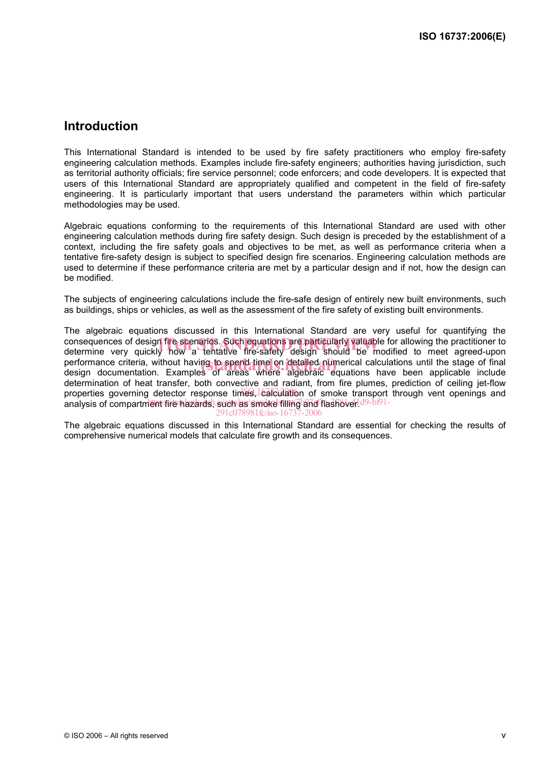## Introduction

This International Standard is intended to be used by fire safety practitioners who employ fire-safety engineering calculation methods. Examples include fire-safety engineers; authorities having jurisdiction, such as territorial authority officials; fire service personnel; code enforcers; and code developers. It is expected that users of this International Standard are appropriately qualified and competent in the field of fire-safety engineering. It is particularly important that users understand the parameters within which particular methodologies may be used.

Algebraic equations conforming to the requirements of this International Standard are used with other engineering calculation methods during fire safety design. Such design is preceded by the establishment of a context, including the fire safety goals and objectives to be met, as well as performance criteria when a tentative fire-safety design is subject to specified design fire scenarios. Engineering calculation methods are used to determine if these performance criteria are met by a particular design and if not, how the design can be modified.

The subjects of engineering calculations include the fire-safe design of entirely new built environments, such as buildings, ships or vehicles, as well as the assessment of the fire safety of existing built environments.

The algebraic equations discussed in this International Standard are very useful for quantifying the consequences of design fire scenarios. Such equations are particularly valuable for allowing the practitioner to determine very quickly how a tentative fire-safety design should be modified to meet agreed-upon performance criteria, without having to spend time on detailed numerical calculations until the stage of final design documentation. Examples of areas where algebraic equations have been applicable include determination of heat transfer, both convective and radiant, from fire plumes, prediction of ceiling jet-flow properties governing detector response times, calculation of smoke transport through vent openings and analysis of compartment fire hazards, such as smoke filling and flashover.

The algebraic equations discussed in this International Standard are essential for checking the results of comprehensive numerical models that calculate fire growth and its consequences.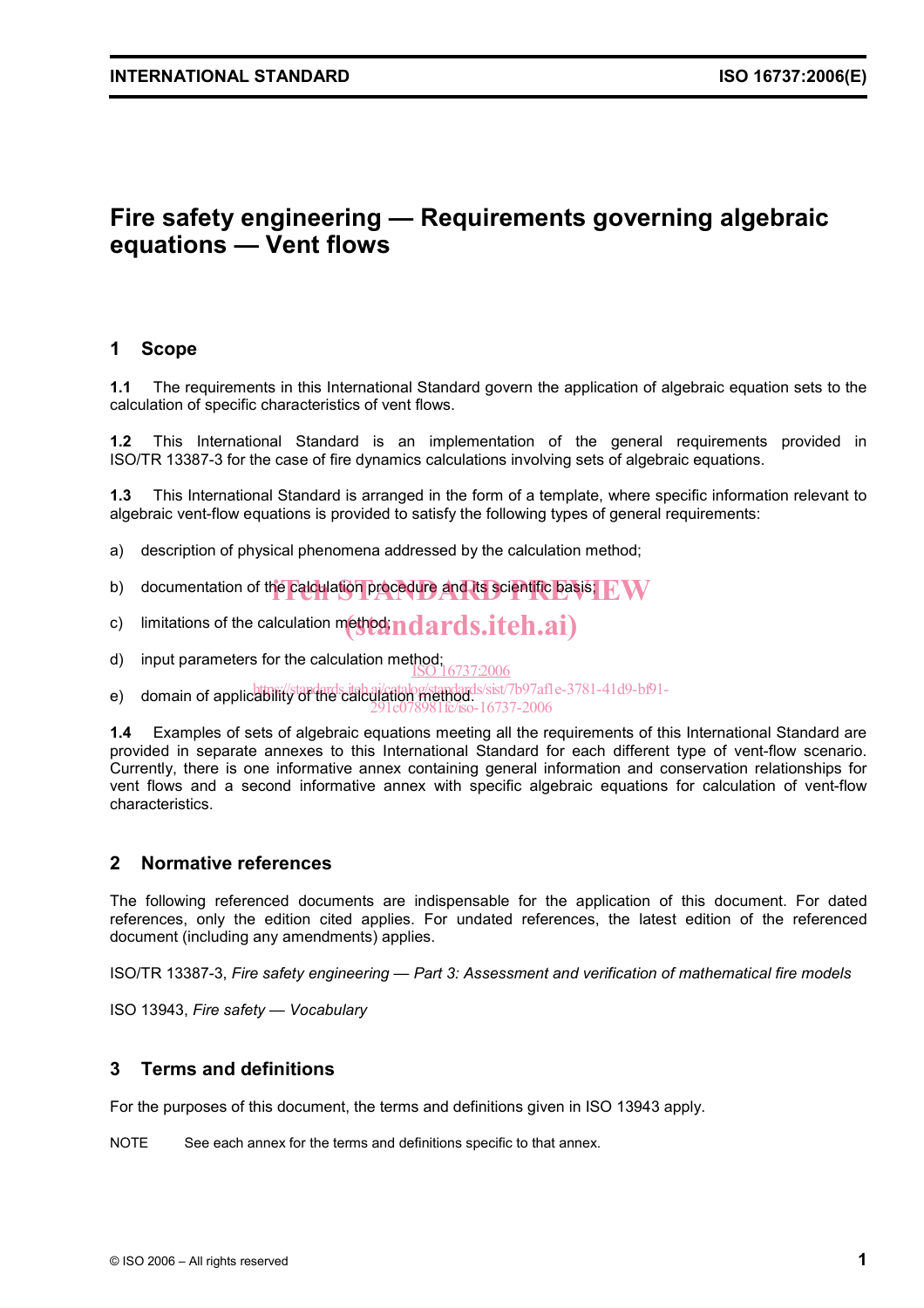# Fire safety engineering — Requirements governing algebraic equations — Vent flows

## 1 Scope

**1.1** The requirements in this International Standard govern the application of algebraic equation sets to the calculation of specific characteristics of vent flows.

**1.2** This International Standard is an implementation of the general requirements provided in ISO/TR 13387-3 for the case of fire dynamics calculations involving sets of algebraic equations.

**1.3** This International Standard is arranged in the form of a template, where specific information relevant to algebraic vent-flow equations is provided to satisfy the following types of general requirements:

a) description of physical phenomena addressed by the calculation method;

b) documentation of the calculation procedure and its scientific basis;

c) limitations of the calculation method;

d) input parameters for the calculation method;

e) domain of applicability of the calculation method.

**1.4** Examples of sets of algebraic equations meeting all the requirements of this International Standard are provided in separate annexes to this International Standard for each different type of vent-flow scenario. Currently, there is one informative annex containing general information and conservation relationships for vent flows and a second informative annex with specific algebraic equations for calculation of vent-flow characteristics.

## 2 Normative references

The following referenced documents are indispensable for the application of this document. For dated references, only the edition cited applies. For undated references, the latest edition of the referenced document (including any amendments) applies.

ISO/TR 13387-3, *Fire safety engineering — Part 3: Assessment and verification of mathematical fire models*

ISO 13943, *Fire safety — Vocabulary*

## 3 Terms and definitions

For the purposes of this document, the terms and definitions given in ISO 13943 apply.

NOTE See each annex for the terms and definitions specific to that annex.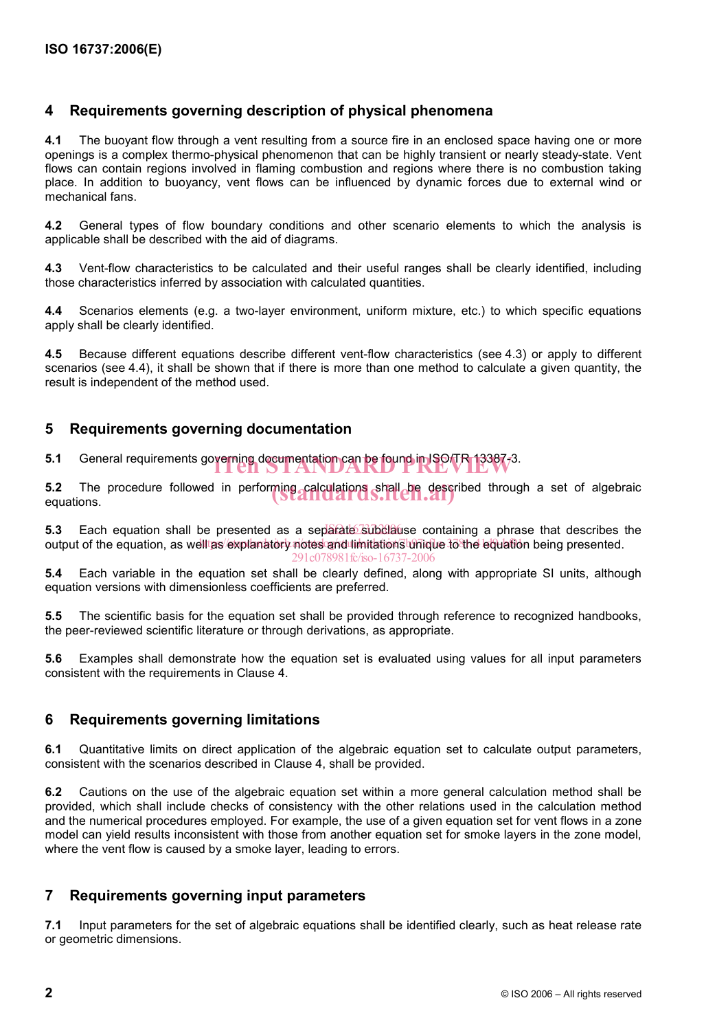## 4 Requirements governing description of physical phenomena

**4.1** The buoyant flow through a vent resulting from a source fire in an enclosed space having one or more openings is a complex thermo-physical phenomenon that can be highly transient or nearly steady-state. Vent flows can contain regions involved in flaming combustion and regions where there is no combustion taking place. In addition to buoyancy, vent flows can be influenced by dynamic forces due to external wind or mechanical fans.

**4.2** General types of flow boundary conditions and other scenario elements to which the analysis is applicable shall be described with the aid of diagrams.

**4.3** Vent-flow characteristics to be calculated and their useful ranges shall be clearly identified, including those characteristics inferred by association with calculated quantities.

**4.4** Scenarios elements (e.g. a two-layer environment, uniform mixture, etc.) to which specific equations apply shall be clearly identified.

**4.5** Because different equations describe different vent-flow characteristics (see 4.3) or apply to different scenarios (see 4.4), it shall be shown that if there is more than one method to calculate a given quantity, the result is independent of the method used.

## 5 Requirements governing documentation

**5.1** General requirements governing documentation can be found in ISO/TR 13387-3.

**5.2** The procedure followed in performing calculations shall be described through a set of algebraic equations.

**5.3** Each equation shall be presented as a separate subclause containing a phrase that describes the output of the equation, as well as explanatory notes and limitations unique to the equation being presented.

**5.4** Each variable in the equation set shall be clearly defined, along with appropriate SI units, although equation versions with dimensionless coefficients are preferred.

**5.5** The scientific basis for the equation set shall be provided through reference to recognized handbooks, the peer-reviewed scientific literature or through derivations, as appropriate.

**5.6** Examples shall demonstrate how the equation set is evaluated using values for all input parameters consistent with the requirements in Clause 4.

## 6 Requirements governing limitations

**6.1** Quantitative limits on direct application of the algebraic equation set to calculate output parameters, consistent with the scenarios described in Clause 4, shall be provided.

**6.2** Cautions on the use of the algebraic equation set within a more general calculation method shall be provided, which shall include checks of consistency with the other relations used in the calculation method and the numerical procedures employed. For example, the use of a given equation set for vent flows in a zone model can yield results inconsistent with those from another equation set for smoke layers in the zone model, where the vent flow is caused by a smoke layer, leading to errors.

## 7 Requirements governing input parameters

**7.1** Input parameters for the set of algebraic equations shall be identified clearly, such as heat release rate or geometric dimensions.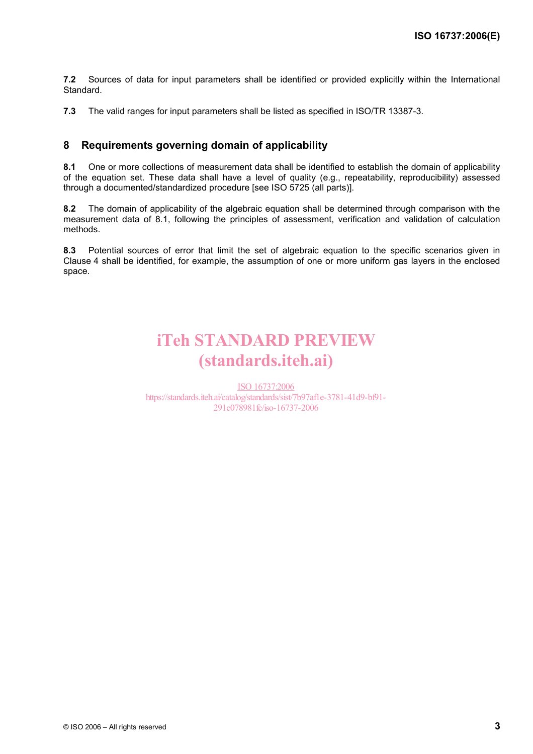**7.2** Sources of data for input parameters shall be identified or provided explicitly within the International Standard.

**7.3** The valid ranges for input parameters shall be listed as specified in ISO/TR 13387-3.

## 8 Requirements governing domain of applicability

**8.1** One or more collections of measurement data shall be identified to establish the domain of applicability of the equation set. These data shall have a level of quality (e.g., repeatability, reproducibility) assessed through a documented/standardized procedure [see ISO 5725 (all parts)].

**8.2** The domain of applicability of the algebraic equation shall be determined through comparison with the measurement data of 8.1, following the principles of assessment, verification and validation of calculation methods.

**8.3** Potential sources of error that limit the set of algebraic equation to the specific scenarios given in Clause 4 shall be identified, for example, the assumption of one or more uniform gas layers in the enclosed space.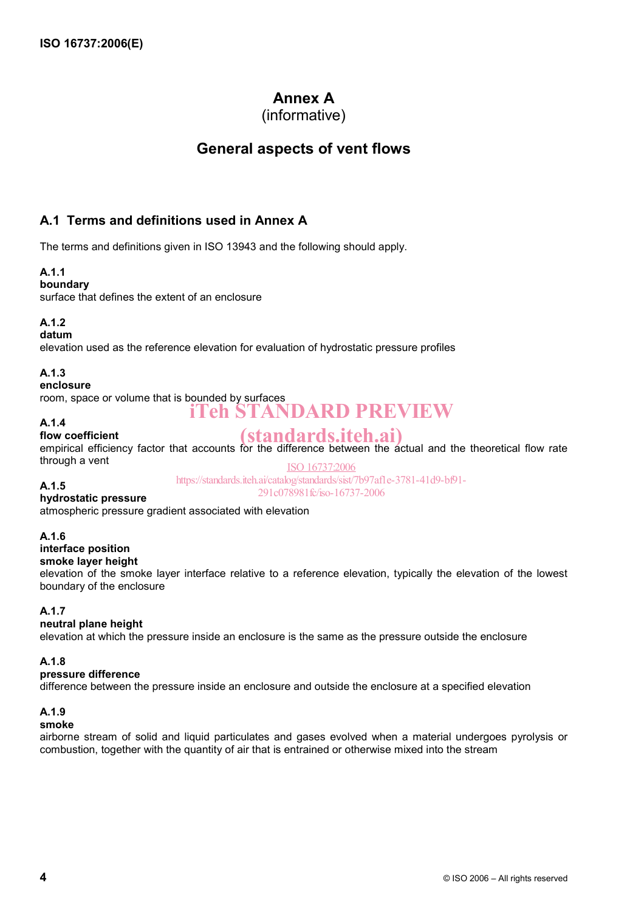# Annex A
(informative)

# General aspects of vent flows

## A.1 Terms and definitions used in Annex A

The terms and definitions given in ISO 13943 and the following should apply.

**A.1.1**
**boundary**
surface that defines the extent of an enclosure

**A.1.2**
**datum**
elevation used as the reference elevation for evaluation of hydrostatic pressure profiles

**A.1.3**
**enclosure**
room, space or volume that is bounded by surfaces

**A.1.4**
**flow coefficient**
empirical efficiency factor that accounts for the difference between the actual and the theoretical flow rate through a vent

**A.1.5**
**hydrostatic pressure**
atmospheric pressure gradient associated with elevation

**A.1.6**
**interface position**
**smoke layer height**
elevation of the smoke layer interface relative to a reference elevation, typically the elevation of the lowest boundary of the enclosure

**A.1.7**
**neutral plane height**
elevation at which the pressure inside an enclosure is the same as the pressure outside the enclosure

**A.1.8**
**pressure difference**
difference between the pressure inside an enclosure and outside the enclosure at a specified elevation

**A.1.9**
**smoke**
airborne stream of solid and liquid particulates and gases evolved when a material undergoes pyrolysis or combustion, together with the quantity of air that is entrained or otherwise mixed into the stream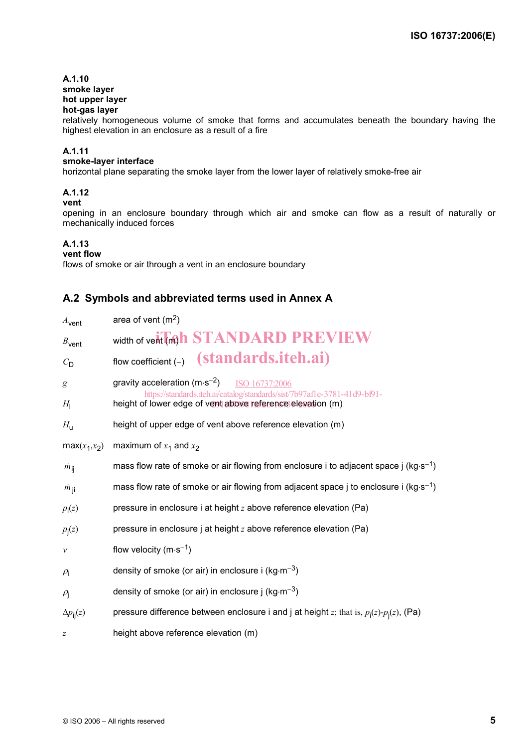**A.1.10**
**smoke layer**
**hot upper layer**
**hot-gas layer**
relatively homogeneous volume of smoke that forms and accumulates beneath the boundary having the highest elevation in an enclosure as a result of a fire

**A.1.11**
**smoke-layer interface**
horizontal plane separating the smoke layer from the lower layer of relatively smoke-free air

**A.1.12**
**vent**
opening in an enclosure boundary through which air and smoke can flow as a result of naturally or mechanically induced forces

**A.1.13**
**vent flow**
flows of smoke or air through a vent in an enclosure boundary

## A.2 Symbols and abbreviated terms used in Annex A

| | |
|---|---|
| $A_{\text{vent}}$ | area of vent ($m^2$) |
| $B_{\text{vent}}$ | width of vent (m) |
| $C_{\text{D}}$ | flow coefficient (–) |
| $g$ | gravity acceleration ($m{\cdot}s^{-2}$) |
| $H_{\text{l}}$ | height of lower edge of vent above reference elevation (m) |
| $H_{\text{u}}$ | height of upper edge of vent above reference elevation (m) |
| max($x_1$,$x_2$) | maximum of $x_1$ and $x_2$ |
| $\dot{m}_{\text{ij}}$ | mass flow rate of smoke or air flowing from enclosure i to adjacent space j ($kg{\cdot}s^{-1}$) |
| $\dot{m}_{\text{ji}}$ | mass flow rate of smoke or air flowing from adjacent space j to enclosure i ($kg{\cdot}s^{-1}$) |
| $p_{\text{i}}(z)$ | pressure in enclosure i at height $z$ above reference elevation (Pa) |
| $p_{\text{j}}(z)$ | pressure in enclosure j at height $z$ above reference elevation (Pa) |
| $v$ | flow velocity ($m{\cdot}s^{-1}$) |
| $\rho_{\text{i}}$ | density of smoke (or air) in enclosure i ($kg{\cdot}m^{-3}$) |
| $\rho_{\text{j}}$ | density of smoke (or air) in enclosure j ($kg{\cdot}m^{-3}$) |
| $\Delta p_{\text{ij}}(z)$ | pressure difference between enclosure i and j at height $z$; that is, $p_{\text{i}}(z)$-$p_{\text{j}}(z)$, (Pa) |
| $z$ | height above reference elevation (m) |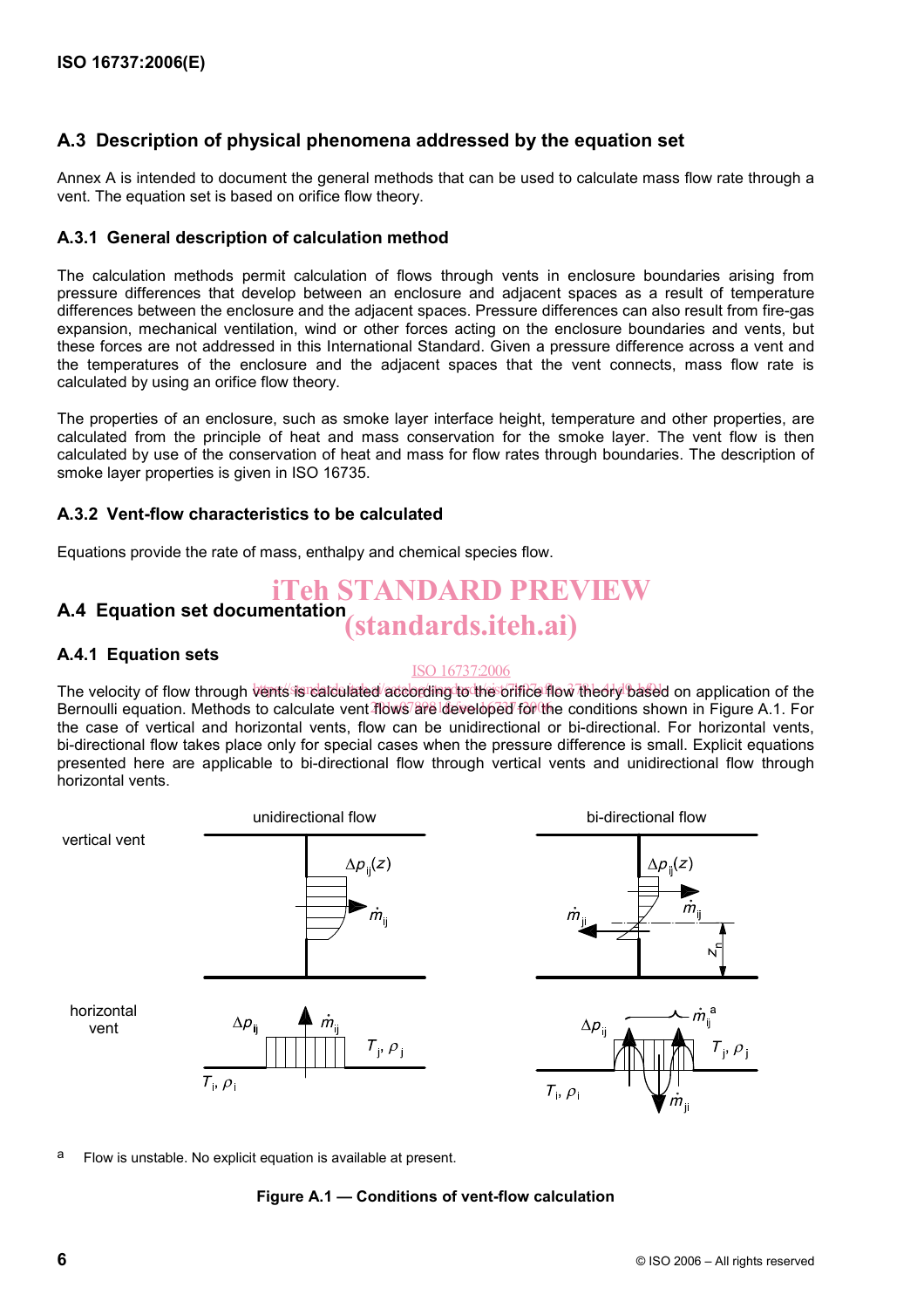## A.3 Description of physical phenomena addressed by the equation set

Annex A is intended to document the general methods that can be used to calculate mass flow rate through a vent. The equation set is based on orifice flow theory.

### A.3.1 General description of calculation method

The calculation methods permit calculation of flows through vents in enclosure boundaries arising from pressure differences that develop between an enclosure and adjacent spaces as a result of temperature differences between the enclosure and the adjacent spaces. Pressure differences can also result from fire-gas expansion, mechanical ventilation, wind or other forces acting on the enclosure boundaries and vents, but these forces are not addressed in this International Standard. Given a pressure difference across a vent and the temperatures of the enclosure and the adjacent spaces that the vent connects, mass flow rate is calculated by using an orifice flow theory.

The properties of an enclosure, such as smoke layer interface height, temperature and other properties, are calculated from the principle of heat and mass conservation for the smoke layer. The vent flow is then calculated by use of the conservation of heat and mass for flow rates through boundaries. The description of smoke layer properties is given in ISO 16735.

### A.3.2 Vent-flow characteristics to be calculated

Equations provide the rate of mass, enthalpy and chemical species flow.

## A.4 Equation set documentation

### A.4.1 Equation sets

The velocity of flow through vents is calculated according to the orifice flow theory based on application of the Bernoulli equation. Methods to calculate vent flows are developed for the conditions shown in Figure A.1. For the case of vertical and horizontal vents, flow can be unidirectional or bi-directional. For horizontal vents, bi-directional flow takes place only for special cases when the pressure difference is small. Explicit equations presented here are applicable to bi-directional flow through vertical vents and unidirectional flow through horizontal vents.

unidirectional flow

bi-directional flow

vertical vent

$\Delta p_{ij}(z)$

$\dot{m}_{ij}$

$\Delta p_{ij}(z)$

$\dot{m}_{ji}$

$\dot{m}_{ij}$

$z_n$

horizontal vent

$\Delta p_{ij}$

$\dot{m}_{ij}$

$T_j$, $\rho_j$

$T_i$, $\rho_i$

$\Delta p_{ij}$

$\dot{m}_{ij}$ [a]

$T_j$, $\rho_j$

$T_i$, $\rho_i$

$\dot{m}_{ji}$

[a] Flow is unstable. No explicit equation is available at present.

**Figure A.1 — Conditions of vent-flow calculation**